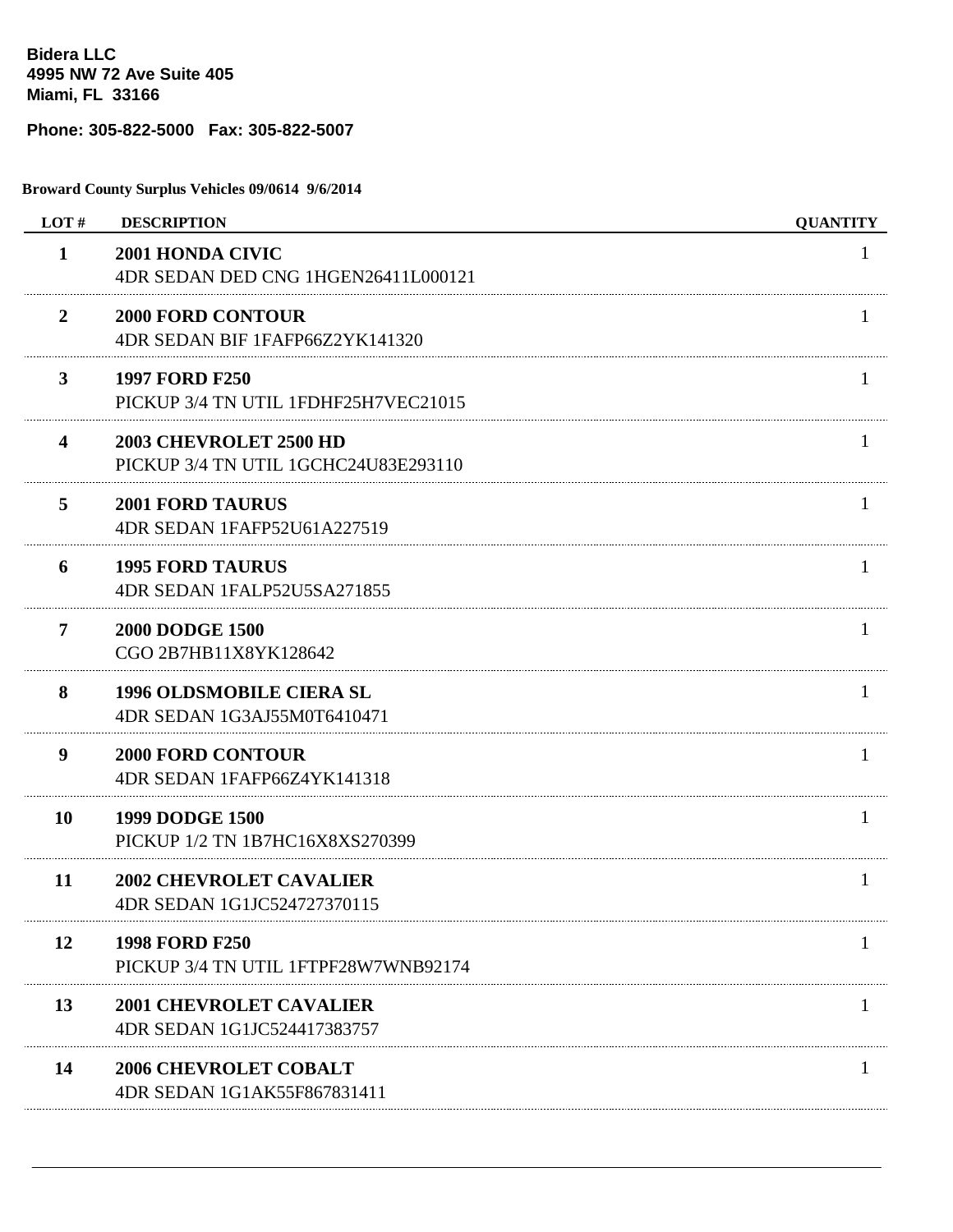**Bidera LLC**
**4995 NW 72 Ave Suite 405**
**Miami, FL 33166**

**Phone: 305-822-5000 Fax: 305-822-5007**

**Broward County Surplus Vehicles 09/0614 9/6/2014**

| LOT # | DESCRIPTION | QUANTITY |
|---|---|---|
| **1** | **2001 HONDA CIVIC**<br>4DR SEDAN DED CNG 1HGEN26411L000121 | 1 |
| **2** | **2000 FORD CONTOUR**<br>4DR SEDAN BIF 1FAFP66Z2YK141320 | 1 |
| **3** | **1997 FORD F250**<br>PICKUP 3/4 TN UTIL 1FDHF25H7VEC21015 | 1 |
| **4** | **2003 CHEVROLET 2500 HD**<br>PICKUP 3/4 TN UTIL 1GCHC24U83E293110 | 1 |
| **5** | **2001 FORD TAURUS**<br>4DR SEDAN 1FAFP52U61A227519 | 1 |
| **6** | **1995 FORD TAURUS**<br>4DR SEDAN 1FALP52U5SA271855 | 1 |
| **7** | **2000 DODGE 1500**<br>CGO 2B7HB11X8YK128642 | 1 |
| **8** | **1996 OLDSMOBILE CIERA SL**<br>4DR SEDAN 1G3AJ55M0T6410471 | 1 |
| **9** | **2000 FORD CONTOUR**<br>4DR SEDAN 1FAFP66Z4YK141318 | 1 |
| **10** | **1999 DODGE 1500**<br>PICKUP 1/2 TN 1B7HC16X8XS270399 | 1 |
| **11** | **2002 CHEVROLET CAVALIER**<br>4DR SEDAN 1G1JC524727370115 | 1 |
| **12** | **1998 FORD F250**<br>PICKUP 3/4 TN UTIL 1FTPF28W7WNB92174 | 1 |
| **13** | **2001 CHEVROLET CAVALIER**<br>4DR SEDAN 1G1JC524417383757 | 1 |
| **14** | **2006 CHEVROLET COBALT**<br>4DR SEDAN 1G1AK55F867831411 | 1 |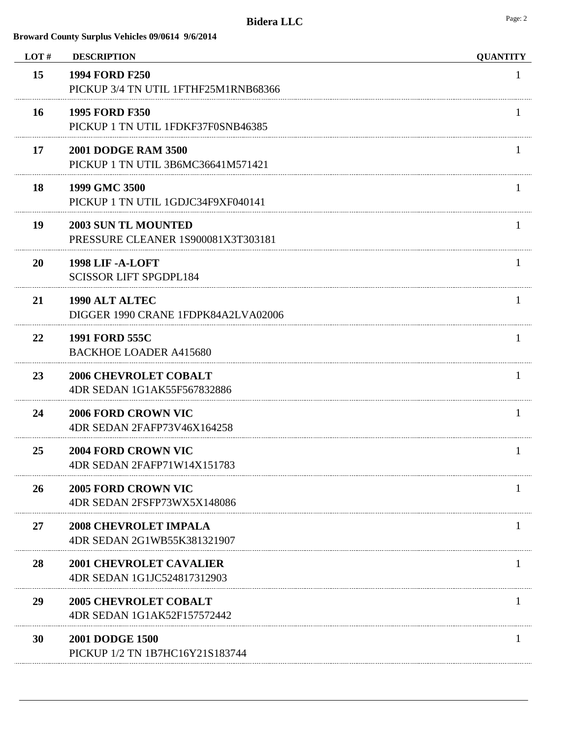**Bidera LLC**

**Broward County Surplus Vehicles 09/0614 9/6/2014**

| LOT # | DESCRIPTION | QUANTITY |
|---|---|---|
| **15** | **1994 FORD F250**<br>PICKUP 3/4 TN UTIL 1FTHF25M1RNB68366 | 1 |
| **16** | **1995 FORD F350**<br>PICKUP 1 TN UTIL 1FDKF37F0SNB46385 | 1 |
| **17** | **2001 DODGE RAM 3500**<br>PICKUP 1 TN UTIL 3B6MC36641M571421 | 1 |
| **18** | **1999 GMC 3500**<br>PICKUP 1 TN UTIL 1GDJC34F9XF040141 | 1 |
| **19** | **2003 SUN TL MOUNTED**<br>PRESSURE CLEANER 1S900081X3T303181 | 1 |
| **20** | **1998 LIF -A-LOFT**<br>SCISSOR LIFT SPGDPL184 | 1 |
| **21** | **1990 ALT ALTEC**<br>DIGGER 1990 CRANE 1FDPK84A2LVA02006 | 1 |
| **22** | **1991 FORD 555C**<br>BACKHOE LOADER A415680 | 1 |
| **23** | **2006 CHEVROLET COBALT**<br>4DR SEDAN 1G1AK55F567832886 | 1 |
| **24** | **2006 FORD CROWN VIC**<br>4DR SEDAN 2FAFP73V46X164258 | 1 |
| **25** | **2004 FORD CROWN VIC**<br>4DR SEDAN 2FAFP71W14X151783 | 1 |
| **26** | **2005 FORD CROWN VIC**<br>4DR SEDAN 2FSFP73WX5X148086 | 1 |
| **27** | **2008 CHEVROLET IMPALA**<br>4DR SEDAN 2G1WB55K381321907 | 1 |
| **28** | **2001 CHEVROLET CAVALIER**<br>4DR SEDAN 1G1JC524817312903 | 1 |
| **29** | **2005 CHEVROLET COBALT**<br>4DR SEDAN 1G1AK52F157572442 | 1 |
| **30** | **2001 DODGE 1500**<br>PICKUP 1/2 TN 1B7HC16Y21S183744 | 1 |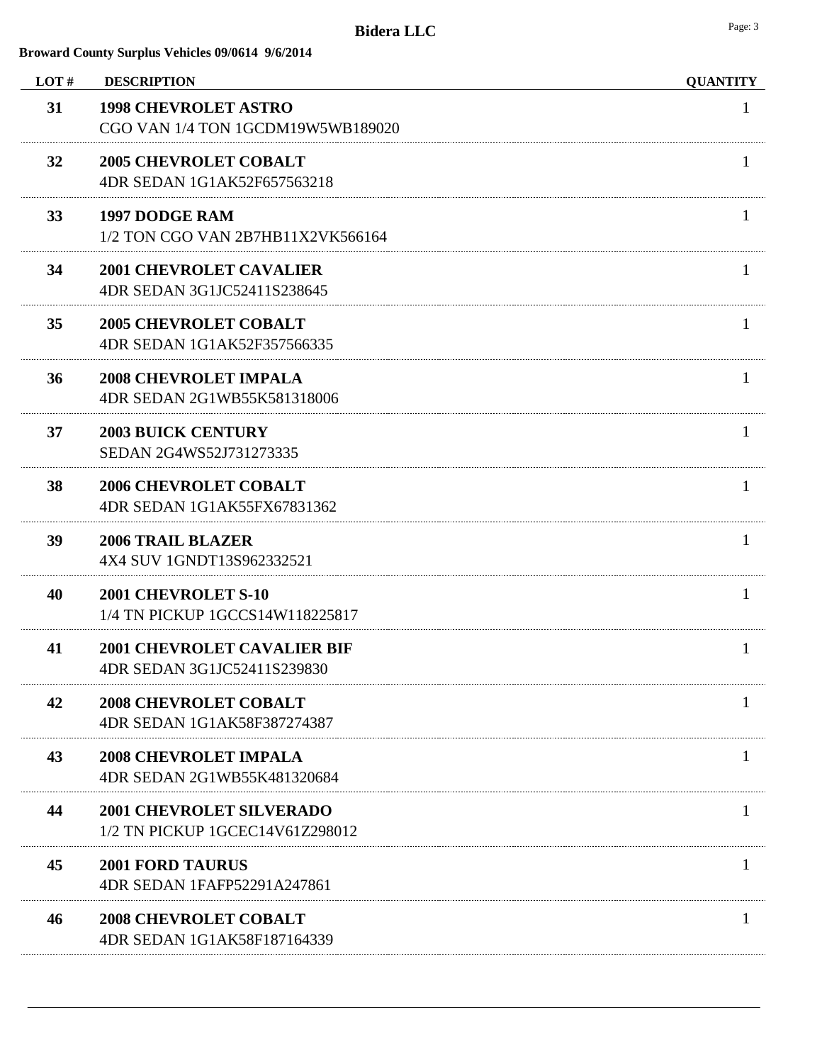# Bidera LLC

**Broward County Surplus Vehicles 09/0614 9/6/2014**

| LOT # | DESCRIPTION | QUANTITY |
|---|---|---|
| 31 | **1998 CHEVROLET ASTRO**<br>CGO VAN 1/4 TON 1GCDM19W5WB189020 | 1 |
| 32 | **2005 CHEVROLET COBALT**<br>4DR SEDAN 1G1AK52F657563218 | 1 |
| 33 | **1997 DODGE RAM**<br>1/2 TON CGO VAN 2B7HB11X2VK566164 | 1 |
| 34 | **2001 CHEVROLET CAVALIER**<br>4DR SEDAN 3G1JC52411S238645 | 1 |
| 35 | **2005 CHEVROLET COBALT**<br>4DR SEDAN 1G1AK52F357566335 | 1 |
| 36 | **2008 CHEVROLET IMPALA**<br>4DR SEDAN 2G1WB55K581318006 | 1 |
| 37 | **2003 BUICK CENTURY**<br>SEDAN 2G4WS52J731273335 | 1 |
| 38 | **2006 CHEVROLET COBALT**<br>4DR SEDAN 1G1AK55FX67831362 | 1 |
| 39 | **2006 TRAIL BLAZER**<br>4X4 SUV 1GNDT13S962332521 | 1 |
| 40 | **2001 CHEVROLET S-10**<br>1/4 TN PICKUP 1GCCS14W118225817 | 1 |
| 41 | **2001 CHEVROLET CAVALIER BIF**<br>4DR SEDAN 3G1JC52411S239830 | 1 |
| 42 | **2008 CHEVROLET COBALT**<br>4DR SEDAN 1G1AK58F387274387 | 1 |
| 43 | **2008 CHEVROLET IMPALA**<br>4DR SEDAN 2G1WB55K481320684 | 1 |
| 44 | **2001 CHEVROLET SILVERADO**<br>1/2 TN PICKUP 1GCEC14V61Z298012 | 1 |
| 45 | **2001 FORD TAURUS**<br>4DR SEDAN 1FAFP52291A247861 | 1 |
| 46 | **2008 CHEVROLET COBALT**<br>4DR SEDAN 1G1AK58F187164339 | 1 |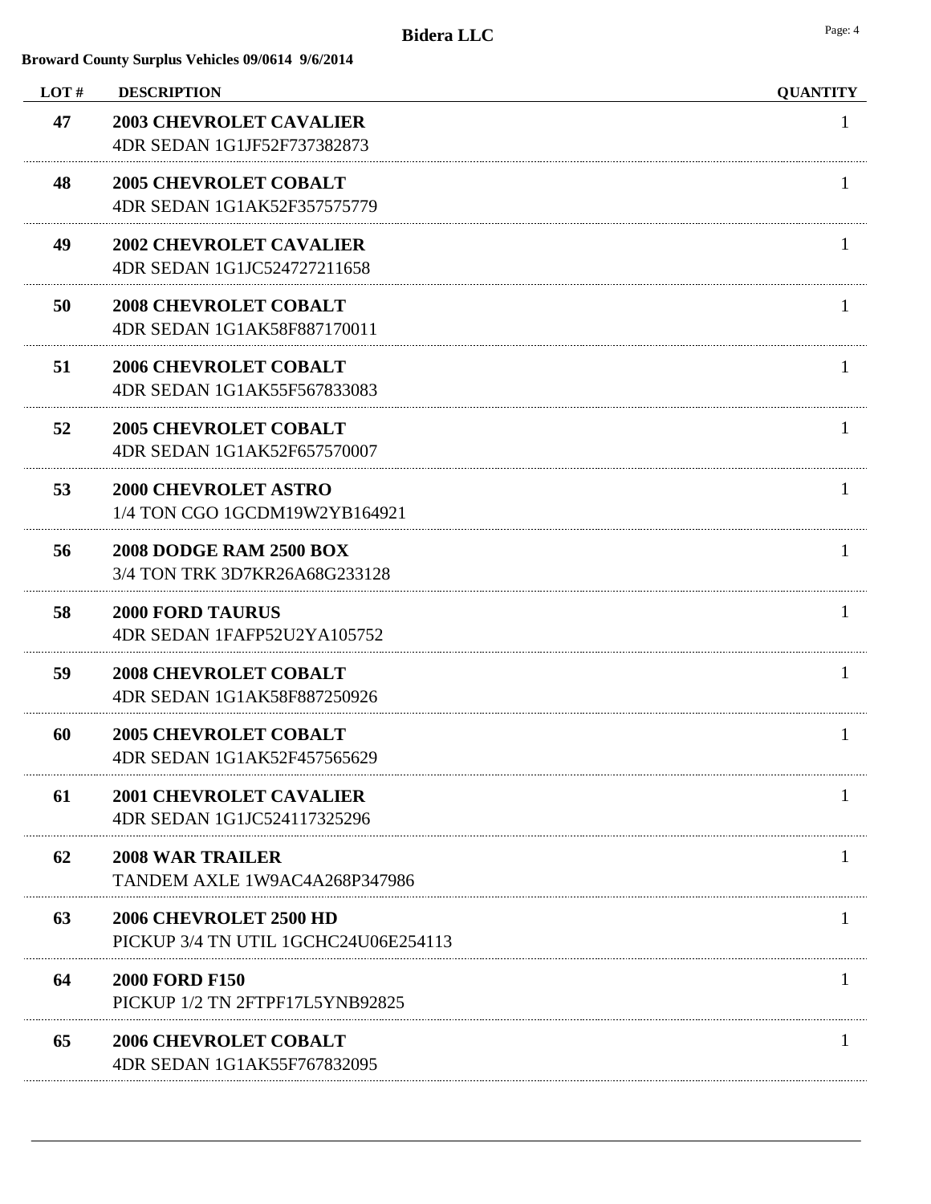**Bidera LLC**

**Broward County Surplus Vehicles 09/0614 9/6/2014**

| LOT # | DESCRIPTION | QUANTITY |
|---|---|---|
| 47 | **2003 CHEVROLET CAVALIER**<br>4DR SEDAN 1G1JF52F737382873 | 1 |
| 48 | **2005 CHEVROLET COBALT**<br>4DR SEDAN 1G1AK52F357575779 | 1 |
| 49 | **2002 CHEVROLET CAVALIER**<br>4DR SEDAN 1G1JC524727211658 | 1 |
| 50 | **2008 CHEVROLET COBALT**<br>4DR SEDAN 1G1AK58F887170011 | 1 |
| 51 | **2006 CHEVROLET COBALT**<br>4DR SEDAN 1G1AK55F567833083 | 1 |
| 52 | **2005 CHEVROLET COBALT**<br>4DR SEDAN 1G1AK52F657570007 | 1 |
| 53 | **2000 CHEVROLET ASTRO**<br>1/4 TON CGO 1GCDM19W2YB164921 | 1 |
| 56 | **2008 DODGE RAM 2500 BOX**<br>3/4 TON TRK 3D7KR26A68G233128 | 1 |
| 58 | **2000 FORD TAURUS**<br>4DR SEDAN 1FAFP52U2YA105752 | 1 |
| 59 | **2008 CHEVROLET COBALT**<br>4DR SEDAN 1G1AK58F887250926 | 1 |
| 60 | **2005 CHEVROLET COBALT**<br>4DR SEDAN 1G1AK52F457565629 | 1 |
| 61 | **2001 CHEVROLET CAVALIER**<br>4DR SEDAN 1G1JC524117325296 | 1 |
| 62 | **2008 WAR TRAILER**<br>TANDEM AXLE 1W9AC4A268P347986 | 1 |
| 63 | **2006 CHEVROLET 2500 HD**<br>PICKUP 3/4 TN UTIL 1GCHC24U06E254113 | 1 |
| 64 | **2000 FORD F150**<br>PICKUP 1/2 TN 2FTPF17L5YNB92825 | 1 |
| 65 | **2006 CHEVROLET COBALT**<br>4DR SEDAN 1G1AK55F767832095 | 1 |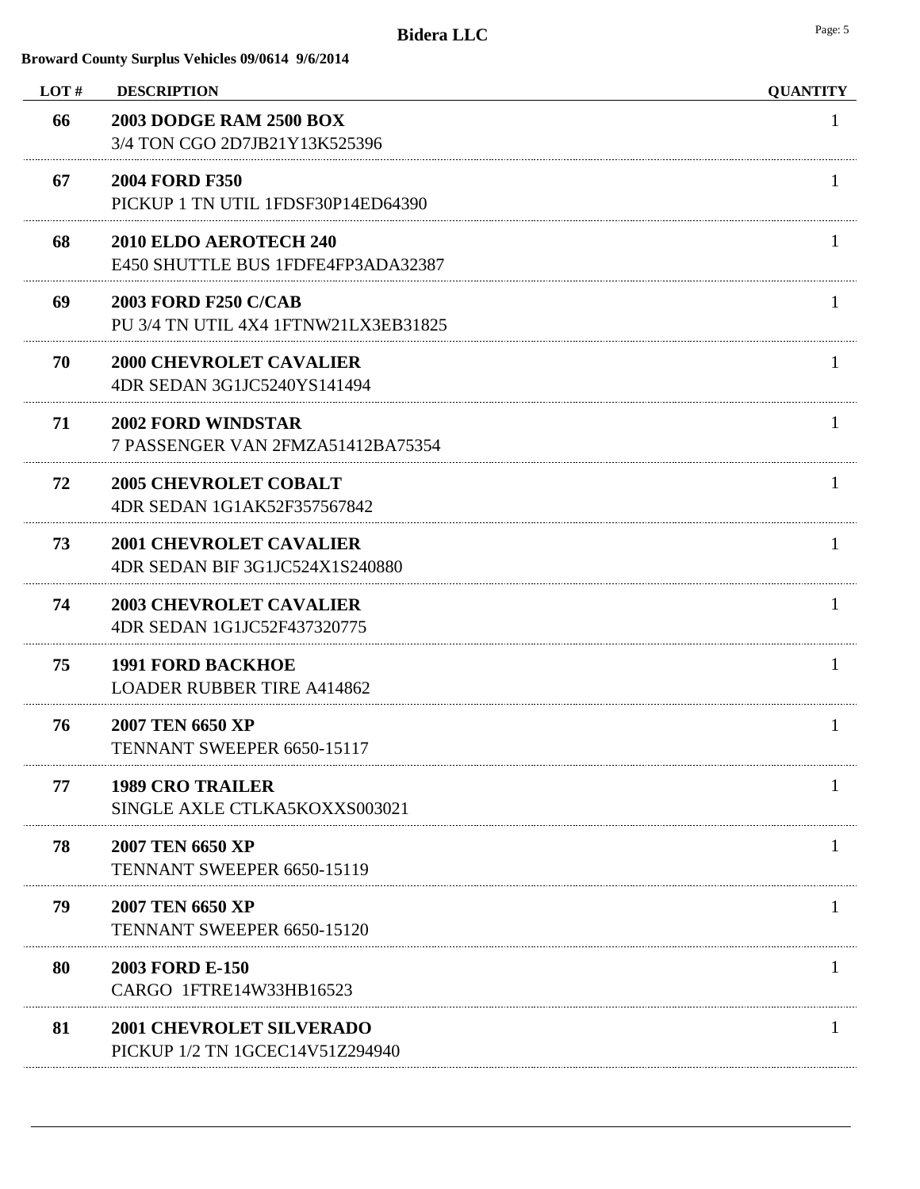**Bidera LLC**

**Broward County Surplus Vehicles 09/0614 9/6/2014**

| LOT # | DESCRIPTION | QUANTITY |
|---|---|---|
| **66** | **2003 DODGE RAM 2500 BOX**<br>3/4 TON CGO 2D7JB21Y13K525396 | 1 |
| **67** | **2004 FORD F350**<br>PICKUP 1 TN UTIL 1FDSF30P14ED64390 | 1 |
| **68** | **2010 ELDO AEROTECH 240**<br>E450 SHUTTLE BUS 1FDFE4FP3ADA32387 | 1 |
| **69** | **2003 FORD F250 C/CAB**<br>PU 3/4 TN UTIL 4X4 1FTNW21LX3EB31825 | 1 |
| **70** | **2000 CHEVROLET CAVALIER**<br>4DR SEDAN 3G1JC5240YS141494 | 1 |
| **71** | **2002 FORD WINDSTAR**<br>7 PASSENGER VAN 2FMZA51412BA75354 | 1 |
| **72** | **2005 CHEVROLET COBALT**<br>4DR SEDAN 1G1AK52F357567842 | 1 |
| **73** | **2001 CHEVROLET CAVALIER**<br>4DR SEDAN BIF 3G1JC524X1S240880 | 1 |
| **74** | **2003 CHEVROLET CAVALIER**<br>4DR SEDAN 1G1JC52F437320775 | 1 |
| **75** | **1991 FORD BACKHOE**<br>LOADER RUBBER TIRE A414862 | 1 |
| **76** | **2007 TEN 6650 XP**<br>TENNANT SWEEPER 6650-15117 | 1 |
| **77** | **1989 CRO TRAILER**<br>SINGLE AXLE CTLKA5KOXXS003021 | 1 |
| **78** | **2007 TEN 6650 XP**<br>TENNANT SWEEPER 6650-15119 | 1 |
| **79** | **2007 TEN 6650 XP**<br>TENNANT SWEEPER 6650-15120 | 1 |
| **80** | **2003 FORD E-150**<br>CARGO 1FTRE14W33HB16523 | 1 |
| **81** | **2001 CHEVROLET SILVERADO**<br>PICKUP 1/2 TN 1GCEC14V51Z294940 | 1 |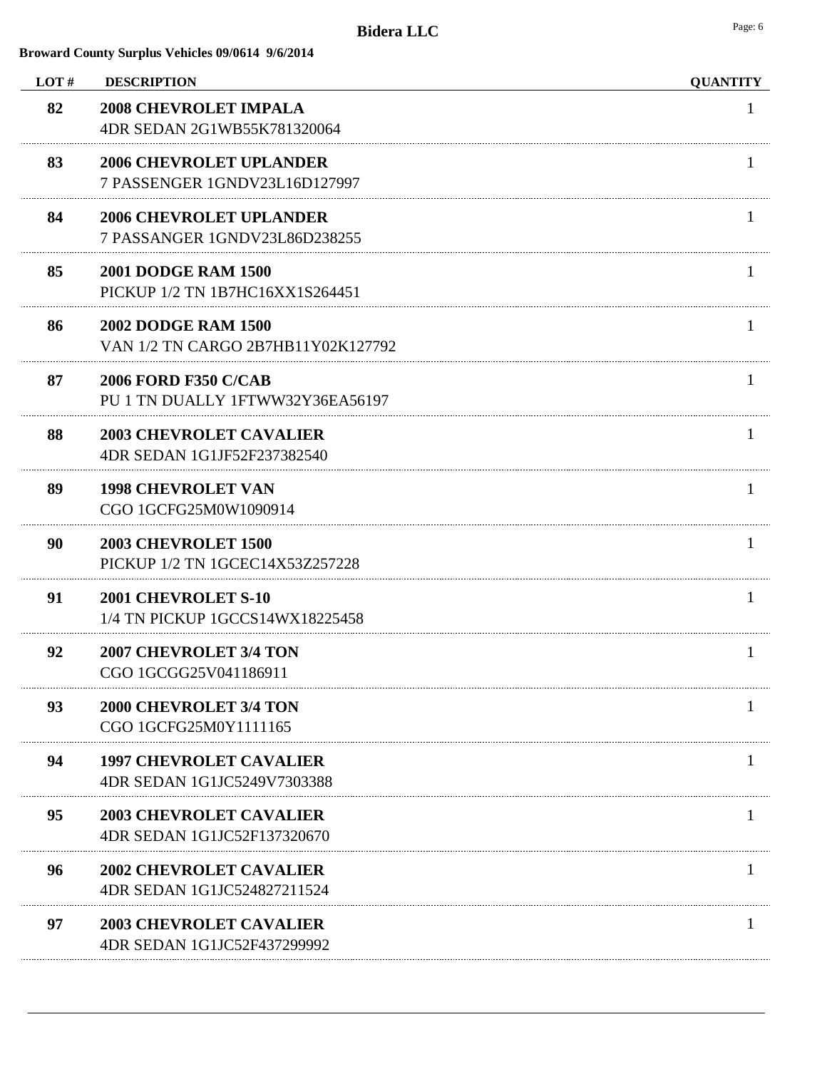# Bidera LLC

**Broward County Surplus Vehicles 09/0614 9/6/2014**

| LOT # | DESCRIPTION | QUANTITY |
| --- | --- | --- |
| **82** | **2008 CHEVROLET IMPALA**<br>4DR SEDAN 2G1WB55K781320064 | 1 |
| **83** | **2006 CHEVROLET UPLANDER**<br>7 PASSENGER 1GNDV23L16D127997 | 1 |
| **84** | **2006 CHEVROLET UPLANDER**<br>7 PASSANGER 1GNDV23L86D238255 | 1 |
| **85** | **2001 DODGE RAM 1500**<br>PICKUP 1/2 TN 1B7HC16XX1S264451 | 1 |
| **86** | **2002 DODGE RAM 1500**<br>VAN 1/2 TN CARGO 2B7HB11Y02K127792 | 1 |
| **87** | **2006 FORD F350 C/CAB**<br>PU 1 TN DUALLY 1FTWW32Y36EA56197 | 1 |
| **88** | **2003 CHEVROLET CAVALIER**<br>4DR SEDAN 1G1JF52F237382540 | 1 |
| **89** | **1998 CHEVROLET VAN**<br>CGO 1GCFG25M0W1090914 | 1 |
| **90** | **2003 CHEVROLET 1500**<br>PICKUP 1/2 TN 1GCEC14X53Z257228 | 1 |
| **91** | **2001 CHEVROLET S-10**<br>1/4 TN PICKUP 1GCCS14WX18225458 | 1 |
| **92** | **2007 CHEVROLET 3/4 TON**<br>CGO 1GCGG25V041186911 | 1 |
| **93** | **2000 CHEVROLET 3/4 TON**<br>CGO 1GCFG25M0Y1111165 | 1 |
| **94** | **1997 CHEVROLET CAVALIER**<br>4DR SEDAN 1G1JC5249V7303388 | 1 |
| **95** | **2003 CHEVROLET CAVALIER**<br>4DR SEDAN 1G1JC52F137320670 | 1 |
| **96** | **2002 CHEVROLET CAVALIER**<br>4DR SEDAN 1G1JC524827211524 | 1 |
| **97** | **2003 CHEVROLET CAVALIER**<br>4DR SEDAN 1G1JC52F437299992 | 1 |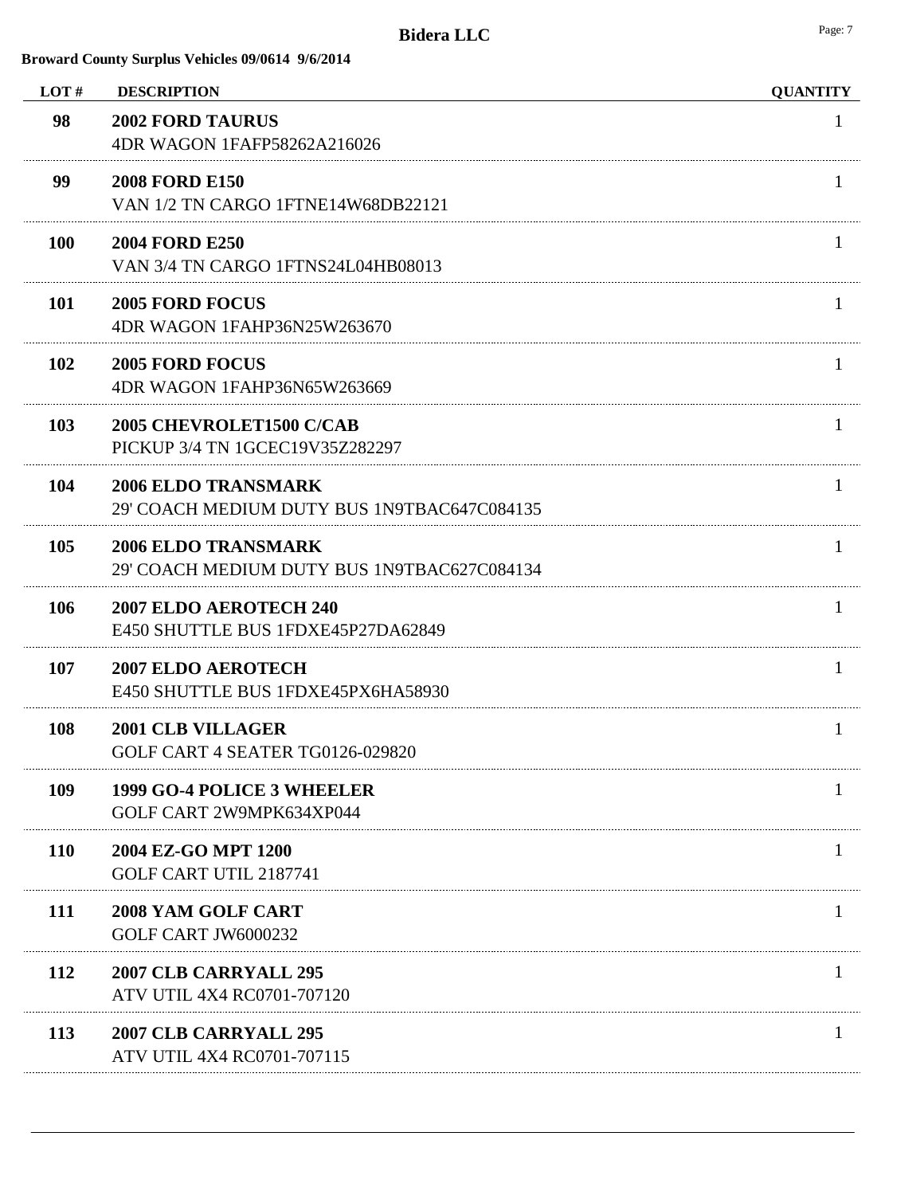**Bidera LLC**

**Broward County Surplus Vehicles 09/0614 9/6/2014**

| LOT # | DESCRIPTION | QUANTITY |
|---|---|---|
| **98** | **2002 FORD TAURUS**<br>4DR WAGON 1FAFP58262A216026 | 1 |
| **99** | **2008 FORD E150**<br>VAN 1/2 TN CARGO 1FTNE14W68DB22121 | 1 |
| **100** | **2004 FORD E250**<br>VAN 3/4 TN CARGO 1FTNS24L04HB08013 | 1 |
| **101** | **2005 FORD FOCUS**<br>4DR WAGON 1FAHP36N25W263670 | 1 |
| **102** | **2005 FORD FOCUS**<br>4DR WAGON 1FAHP36N65W263669 | 1 |
| **103** | **2005 CHEVROLET1500 C/CAB**<br>PICKUP 3/4 TN 1GCEC19V35Z282297 | 1 |
| **104** | **2006 ELDO TRANSMARK**<br>29' COACH MEDIUM DUTY BUS 1N9TBAC647C084135 | 1 |
| **105** | **2006 ELDO TRANSMARK**<br>29' COACH MEDIUM DUTY BUS 1N9TBAC627C084134 | 1 |
| **106** | **2007 ELDO AEROTECH 240**<br>E450 SHUTTLE BUS 1FDXE45P27DA62849 | 1 |
| **107** | **2007 ELDO AEROTECH**<br>E450 SHUTTLE BUS 1FDXE45PX6HA58930 | 1 |
| **108** | **2001 CLB VILLAGER**<br>GOLF CART 4 SEATER TG0126-029820 | 1 |
| **109** | **1999 GO-4 POLICE 3 WHEELER**<br>GOLF CART 2W9MPK634XP044 | 1 |
| **110** | **2004 EZ-GO MPT 1200**<br>GOLF CART UTIL 2187741 | 1 |
| **111** | **2008 YAM GOLF CART**<br>GOLF CART JW6000232 | 1 |
| **112** | **2007 CLB CARRYALL 295**<br>ATV UTIL 4X4 RC0701-707120 | 1 |
| **113** | **2007 CLB CARRYALL 295**<br>ATV UTIL 4X4 RC0701-707115 | 1 |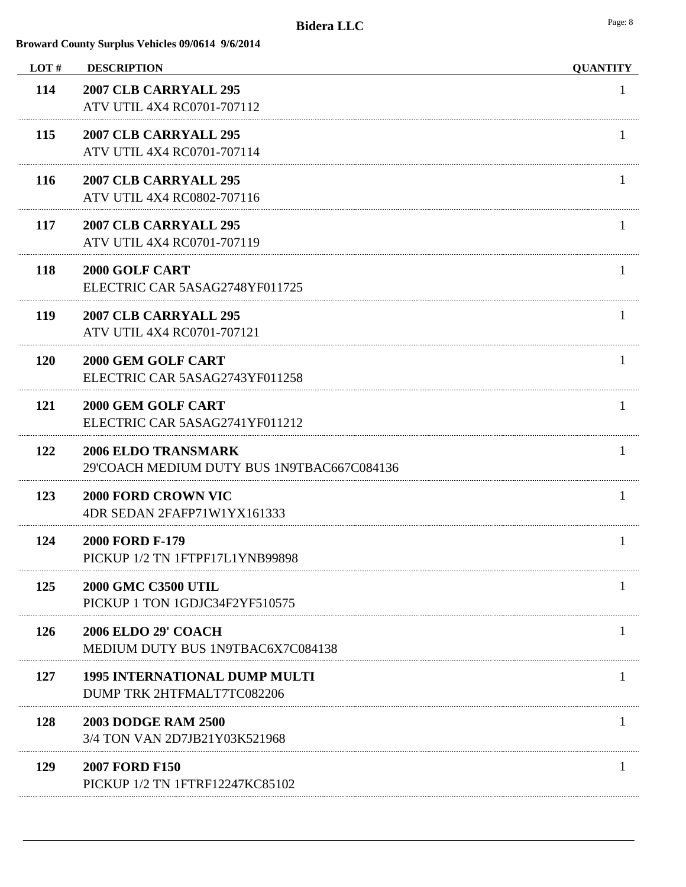# Bidera LLC

**Broward County Surplus Vehicles 09/0614 9/6/2014**

| LOT # | DESCRIPTION | QUANTITY |
|---|---|---|
| **114** | **2007 CLB CARRYALL 295**<br>ATV UTIL 4X4 RC0701-707112 | 1 |
| **115** | **2007 CLB CARRYALL 295**<br>ATV UTIL 4X4 RC0701-707114 | 1 |
| **116** | **2007 CLB CARRYALL 295**<br>ATV UTIL 4X4 RC0802-707116 | 1 |
| **117** | **2007 CLB CARRYALL 295**<br>ATV UTIL 4X4 RC0701-707119 | 1 |
| **118** | **2000 GOLF CART**<br>ELECTRIC CAR 5ASAG2748YF011725 | 1 |
| **119** | **2007 CLB CARRYALL 295**<br>ATV UTIL 4X4 RC0701-707121 | 1 |
| **120** | **2000 GEM GOLF CART**<br>ELECTRIC CAR 5ASAG2743YF011258 | 1 |
| **121** | **2000 GEM GOLF CART**<br>ELECTRIC CAR 5ASAG2741YF011212 | 1 |
| **122** | **2006 ELDO TRANSMARK**<br>29'COACH MEDIUM DUTY BUS 1N9TBAC667C084136 | 1 |
| **123** | **2000 FORD CROWN VIC**<br>4DR SEDAN 2FAFP71W1YX161333 | 1 |
| **124** | **2000 FORD F-179**<br>PICKUP 1/2 TN 1FTPF17L1YNB99898 | 1 |
| **125** | **2000 GMC C3500 UTIL**<br>PICKUP 1 TON 1GDJC34F2YF510575 | 1 |
| **126** | **2006 ELDO 29' COACH**<br>MEDIUM DUTY BUS 1N9TBAC6X7C084138 | 1 |
| **127** | **1995 INTERNATIONAL DUMP MULTI**<br>DUMP TRK 2HTFMALT7TC082206 | 1 |
| **128** | **2003 DODGE RAM 2500**<br>3/4 TON VAN 2D7JB21Y03K521968 | 1 |
| **129** | **2007 FORD F150**<br>PICKUP 1/2 TN 1FTRF12247KC85102 | 1 |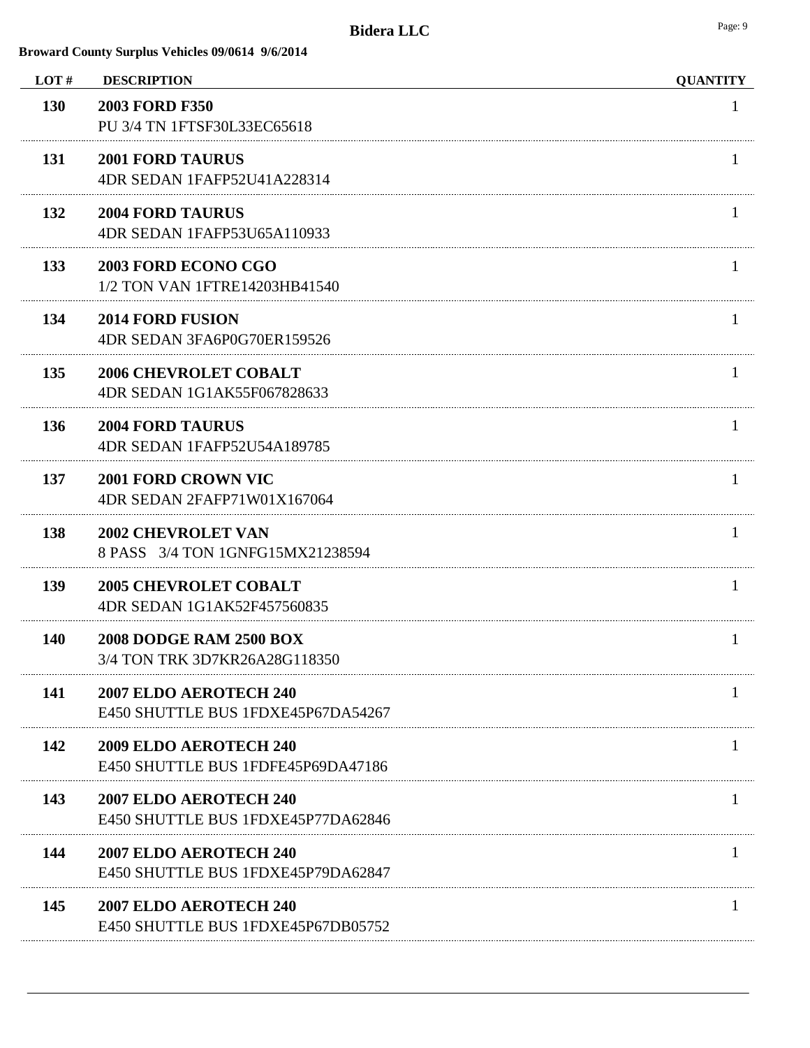**Bidera LLC**

**Broward County Surplus Vehicles 09/0614 9/6/2014**

| LOT # | DESCRIPTION | QUANTITY |
|---|---|---|
| **130** | **2003 FORD F350**<br>PU 3/4 TN 1FTSF30L33EC65618 | 1 |
| **131** | **2001 FORD TAURUS**<br>4DR SEDAN 1FAFP52U41A228314 | 1 |
| **132** | **2004 FORD TAURUS**<br>4DR SEDAN 1FAFP53U65A110933 | 1 |
| **133** | **2003 FORD ECONO CGO**<br>1/2 TON VAN 1FTRE14203HB41540 | 1 |
| **134** | **2014 FORD FUSION**<br>4DR SEDAN 3FA6P0G70ER159526 | 1 |
| **135** | **2006 CHEVROLET COBALT**<br>4DR SEDAN 1G1AK55F067828633 | 1 |
| **136** | **2004 FORD TAURUS**<br>4DR SEDAN 1FAFP52U54A189785 | 1 |
| **137** | **2001 FORD CROWN VIC**<br>4DR SEDAN 2FAFP71W01X167064 | 1 |
| **138** | **2002 CHEVROLET VAN**<br>8 PASS 3/4 TON 1GNFG15MX21238594 | 1 |
| **139** | **2005 CHEVROLET COBALT**<br>4DR SEDAN 1G1AK52F457560835 | 1 |
| **140** | **2008 DODGE RAM 2500 BOX**<br>3/4 TON TRK 3D7KR26A28G118350 | 1 |
| **141** | **2007 ELDO AEROTECH 240**<br>E450 SHUTTLE BUS 1FDXE45P67DA54267 | 1 |
| **142** | **2009 ELDO AEROTECH 240**<br>E450 SHUTTLE BUS 1FDFE45P69DA47186 | 1 |
| **143** | **2007 ELDO AEROTECH 240**<br>E450 SHUTTLE BUS 1FDXE45P77DA62846 | 1 |
| **144** | **2007 ELDO AEROTECH 240**<br>E450 SHUTTLE BUS 1FDXE45P79DA62847 | 1 |
| **145** | **2007 ELDO AEROTECH 240**<br>E450 SHUTTLE BUS 1FDXE45P67DB05752 | 1 |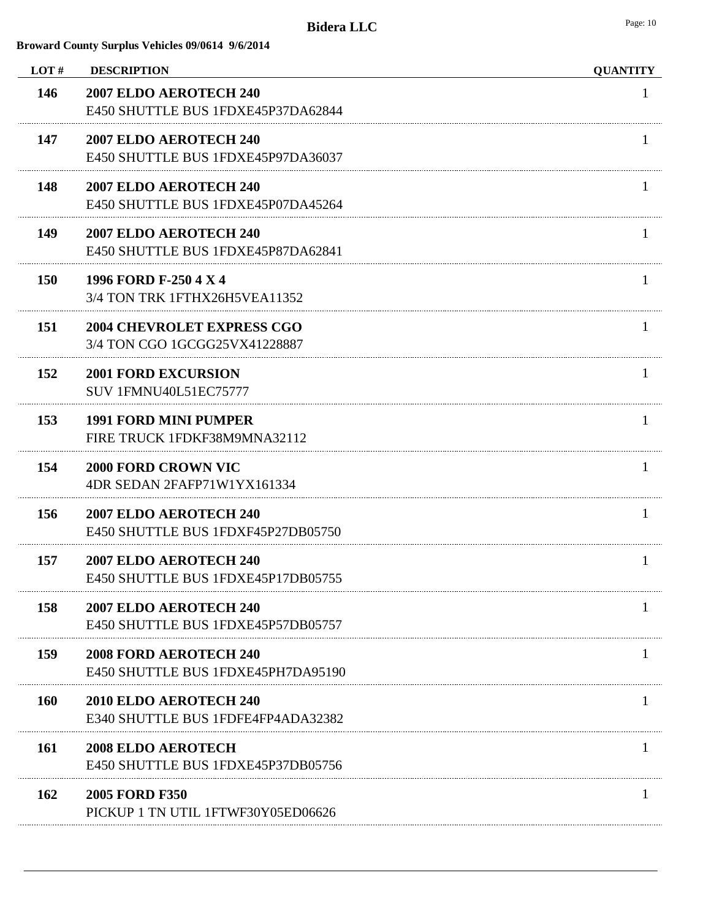# Bidera LLC

**Broward County Surplus Vehicles 09/0614 9/6/2014**

| LOT # | DESCRIPTION | QUANTITY |
|---|---|---|
| 146 | **2007 ELDO AEROTECH 240**<br>E450 SHUTTLE BUS 1FDXE45P37DA62844 | 1 |
| 147 | **2007 ELDO AEROTECH 240**<br>E450 SHUTTLE BUS 1FDXE45P97DA36037 | 1 |
| 148 | **2007 ELDO AEROTECH 240**<br>E450 SHUTTLE BUS 1FDXE45P07DA45264 | 1 |
| 149 | **2007 ELDO AEROTECH 240**<br>E450 SHUTTLE BUS 1FDXE45P87DA62841 | 1 |
| 150 | **1996 FORD F-250 4 X 4**<br>3/4 TON TRK 1FTHX26H5VEA11352 | 1 |
| 151 | **2004 CHEVROLET EXPRESS CGO**<br>3/4 TON CGO 1GCGG25VX41228887 | 1 |
| 152 | **2001 FORD EXCURSION**<br>SUV 1FMNU40L51EC75777 | 1 |
| 153 | **1991 FORD MINI PUMPER**<br>FIRE TRUCK 1FDKF38M9MNA32112 | 1 |
| 154 | **2000 FORD CROWN VIC**<br>4DR SEDAN 2FAFP71W1YX161334 | 1 |
| 156 | **2007 ELDO AEROTECH 240**<br>E450 SHUTTLE BUS 1FDXF45P27DB05750 | 1 |
| 157 | **2007 ELDO AEROTECH 240**<br>E450 SHUTTLE BUS 1FDXE45P17DB05755 | 1 |
| 158 | **2007 ELDO AEROTECH 240**<br>E450 SHUTTLE BUS 1FDXE45P57DB05757 | 1 |
| 159 | **2008 FORD AEROTECH 240**<br>E450 SHUTTLE BUS 1FDXE45PH7DA95190 | 1 |
| 160 | **2010 ELDO AEROTECH 240**<br>E340 SHUTTLE BUS 1FDFE4FP4ADA32382 | 1 |
| 161 | **2008 ELDO AEROTECH**<br>E450 SHUTTLE BUS 1FDXE45P37DB05756 | 1 |
| 162 | **2005 FORD F350**<br>PICKUP 1 TN UTIL 1FTWF30Y05ED06626 | 1 |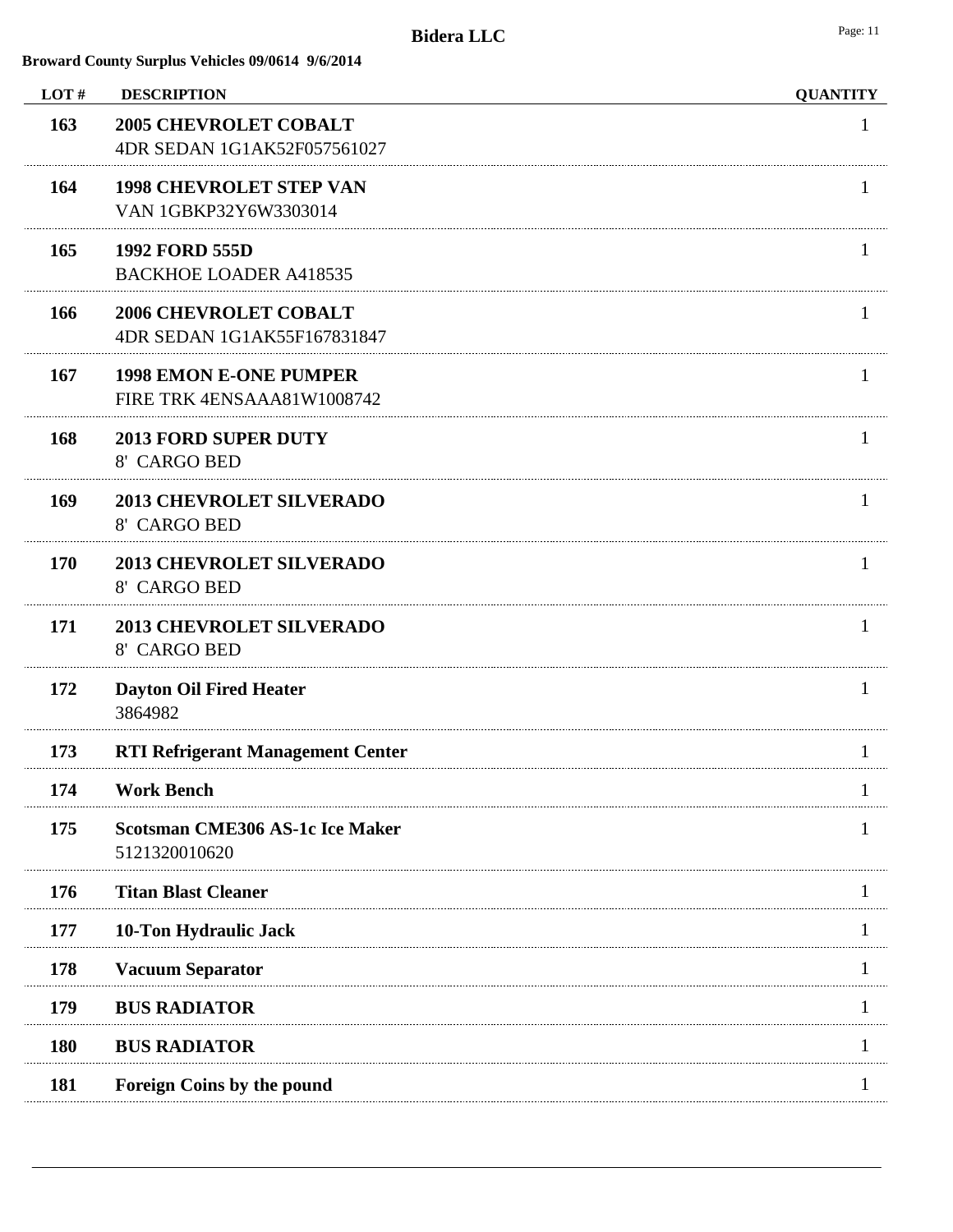# Bidera LLC

**Broward County Surplus Vehicles 09/0614 9/6/2014**

| LOT # | DESCRIPTION | QUANTITY |
|---|---|---|
| **163** | **2005 CHEVROLET COBALT**<br>4DR SEDAN 1G1AK52F057561027 | 1 |
| **164** | **1998 CHEVROLET STEP VAN**<br>VAN 1GBKP32Y6W3303014 | 1 |
| **165** | **1992 FORD 555D**<br>BACKHOE LOADER A418535 | 1 |
| **166** | **2006 CHEVROLET COBALT**<br>4DR SEDAN 1G1AK55F167831847 | 1 |
| **167** | **1998 EMON E-ONE PUMPER**<br>FIRE TRK 4ENSAAA81W1008742 | 1 |
| **168** | **2013 FORD SUPER DUTY**<br>8' CARGO BED | 1 |
| **169** | **2013 CHEVROLET SILVERADO**<br>8' CARGO BED | 1 |
| **170** | **2013 CHEVROLET SILVERADO**<br>8' CARGO BED | 1 |
| **171** | **2013 CHEVROLET SILVERADO**<br>8' CARGO BED | 1 |
| **172** | **Dayton Oil Fired Heater**<br>3864982 | 1 |
| **173** | **RTI Refrigerant Management Center** | 1 |
| **174** | **Work Bench** | 1 |
| **175** | **Scotsman CME306 AS-1c Ice Maker**<br>5121320010620 | 1 |
| **176** | **Titan Blast Cleaner** | 1 |
| **177** | **10-Ton Hydraulic Jack** | 1 |
| **178** | **Vacuum Separator** | 1 |
| **179** | **BUS RADIATOR** | 1 |
| **180** | **BUS RADIATOR** | 1 |
| **181** | **Foreign Coins by the pound** | 1 |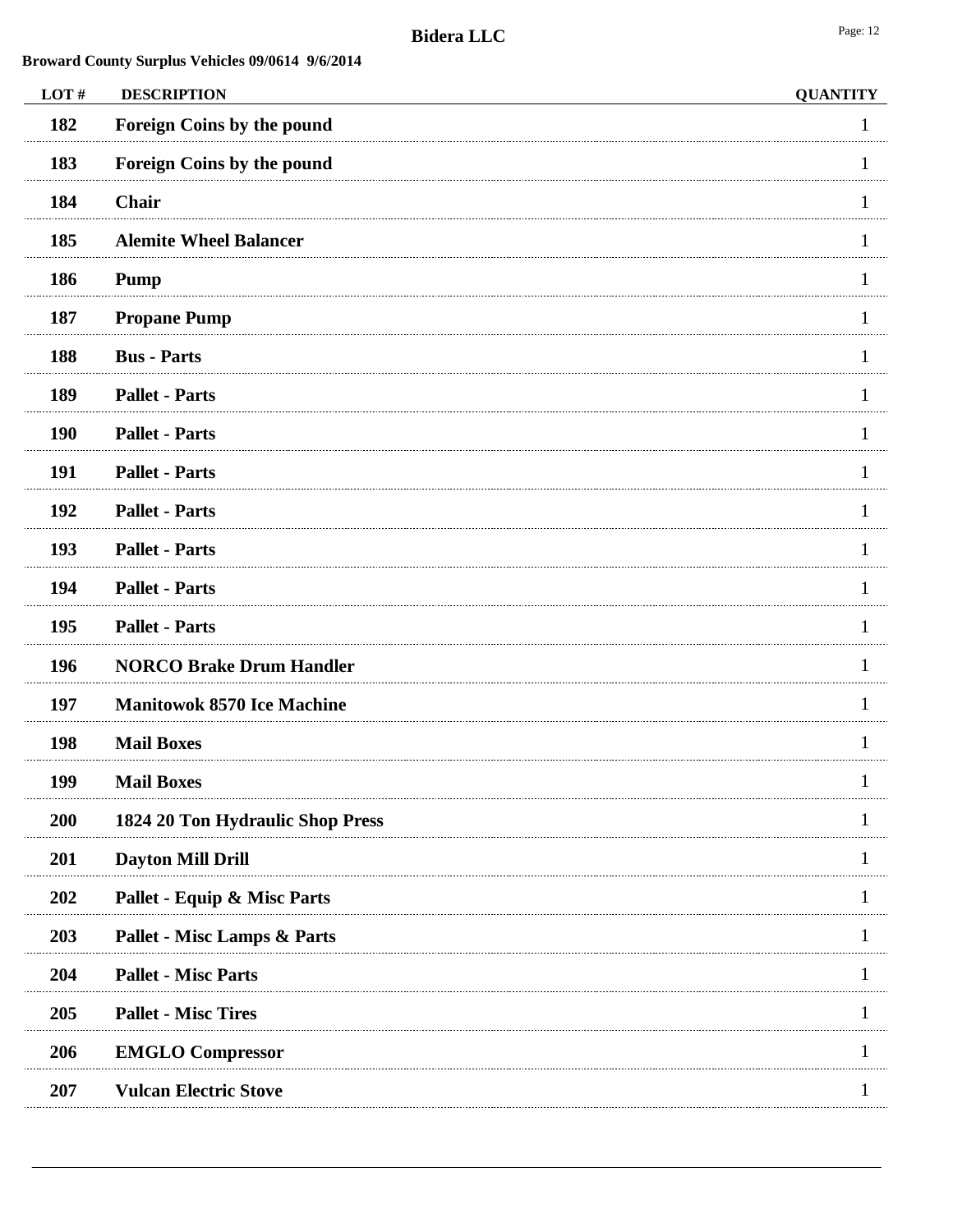**Bidera LLC**

**Broward County Surplus Vehicles 09/0614 9/6/2014**

| LOT # | DESCRIPTION | QUANTITY |
|---|---|---|
| 182 | Foreign Coins by the pound | 1 |
| 183 | Foreign Coins by the pound | 1 |
| 184 | Chair | 1 |
| 185 | Alemite Wheel Balancer | 1 |
| 186 | Pump | 1 |
| 187 | Propane Pump | 1 |
| 188 | Bus - Parts | 1 |
| 189 | Pallet - Parts | 1 |
| 190 | Pallet - Parts | 1 |
| 191 | Pallet - Parts | 1 |
| 192 | Pallet - Parts | 1 |
| 193 | Pallet - Parts | 1 |
| 194 | Pallet - Parts | 1 |
| 195 | Pallet - Parts | 1 |
| 196 | NORCO Brake Drum Handler | 1 |
| 197 | Manitowok 8570 Ice Machine | 1 |
| 198 | Mail Boxes | 1 |
| 199 | Mail Boxes | 1 |
| 200 | 1824 20 Ton Hydraulic Shop Press | 1 |
| 201 | Dayton Mill Drill | 1 |
| 202 | Pallet - Equip & Misc Parts | 1 |
| 203 | Pallet - Misc Lamps & Parts | 1 |
| 204 | Pallet - Misc Parts | 1 |
| 205 | Pallet - Misc Tires | 1 |
| 206 | EMGLO Compressor | 1 |
| 207 | Vulcan Electric Stove | 1 |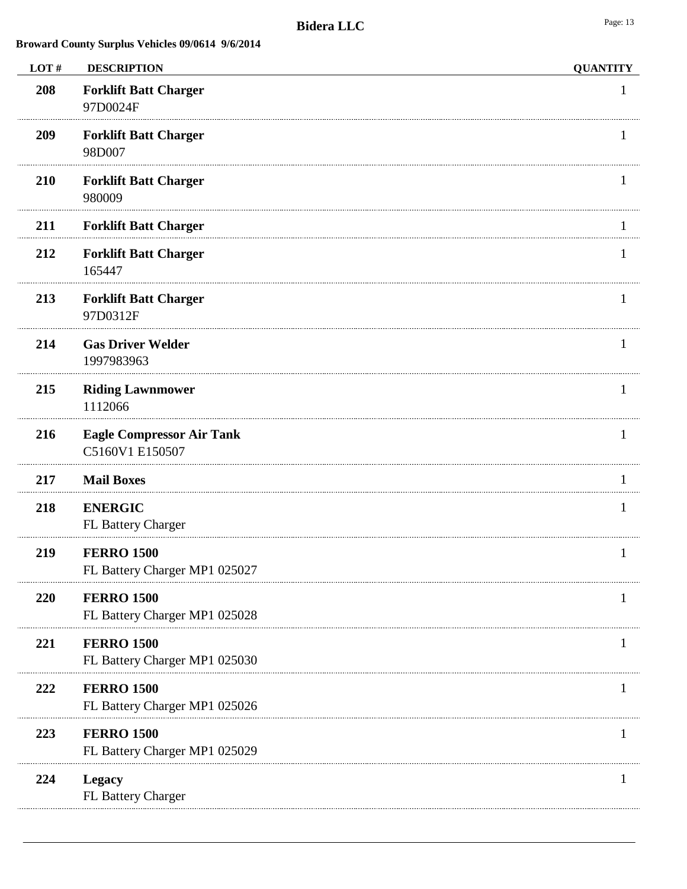**Bidera LLC**

**Broward County Surplus Vehicles 09/0614 9/6/2014**

| LOT # | DESCRIPTION | QUANTITY |
|---|---|---|
| **208** | **Forklift Batt Charger**<br>97D0024F | 1 |
| **209** | **Forklift Batt Charger**<br>98D007 | 1 |
| **210** | **Forklift Batt Charger**<br>980009 | 1 |
| **211** | **Forklift Batt Charger** | 1 |
| **212** | **Forklift Batt Charger**<br>165447 | 1 |
| **213** | **Forklift Batt Charger**<br>97D0312F | 1 |
| **214** | **Gas Driver Welder**<br>1997983963 | 1 |
| **215** | **Riding Lawnmower**<br>1112066 | 1 |
| **216** | **Eagle Compressor Air Tank**<br>C5160V1 E150507 | 1 |
| **217** | **Mail Boxes** | 1 |
| **218** | **ENERGIC**<br>FL Battery Charger | 1 |
| **219** | **FERRO 1500**<br>FL Battery Charger MP1 025027 | 1 |
| **220** | **FERRO 1500**<br>FL Battery Charger MP1 025028 | 1 |
| **221** | **FERRO 1500**<br>FL Battery Charger MP1 025030 | 1 |
| **222** | **FERRO 1500**<br>FL Battery Charger MP1 025026 | 1 |
| **223** | **FERRO 1500**<br>FL Battery Charger MP1 025029 | 1 |
| **224** | **Legacy**<br>FL Battery Charger | 1 |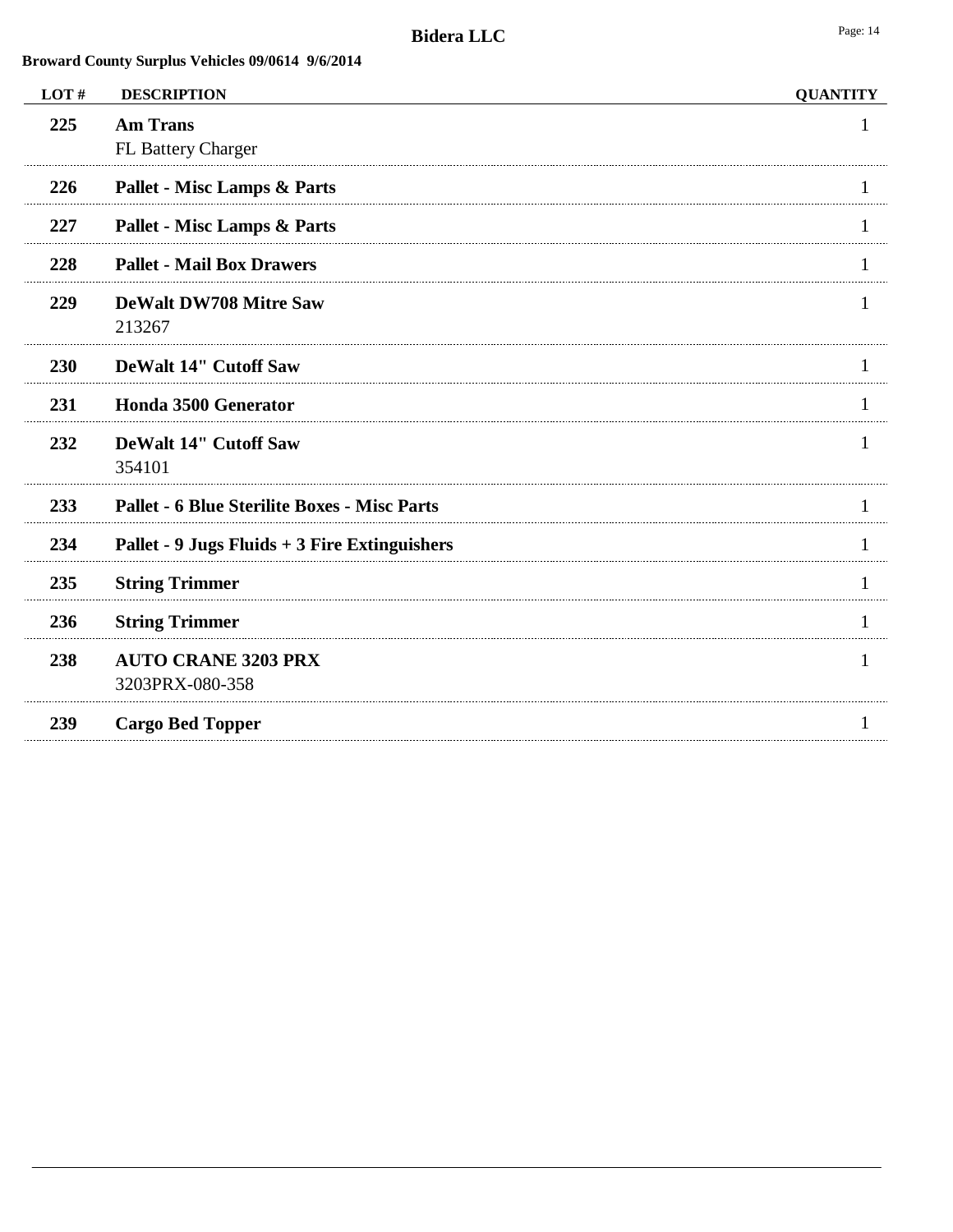# Bidera LLC

**Broward County Surplus Vehicles 09/0614 9/6/2014**

| LOT # | DESCRIPTION | QUANTITY |
| --- | --- | --- |
| **225** | **Am Trans**<br>FL Battery Charger | 1 |
| **226** | **Pallet - Misc Lamps & Parts** | 1 |
| **227** | **Pallet - Misc Lamps & Parts** | 1 |
| **228** | **Pallet - Mail Box Drawers** | 1 |
| **229** | **DeWalt DW708 Mitre Saw**<br>213267 | 1 |
| **230** | **DeWalt 14" Cutoff Saw** | 1 |
| **231** | **Honda 3500 Generator** | 1 |
| **232** | **DeWalt 14" Cutoff Saw**<br>354101 | 1 |
| **233** | **Pallet - 6 Blue Sterilite Boxes - Misc Parts** | 1 |
| **234** | **Pallet - 9 Jugs Fluids + 3 Fire Extinguishers** | 1 |
| **235** | **String Trimmer** | 1 |
| **236** | **String Trimmer** | 1 |
| **238** | **AUTO CRANE 3203 PRX**<br>3203PRX-080-358 | 1 |
| **239** | **Cargo Bed Topper** | 1 |